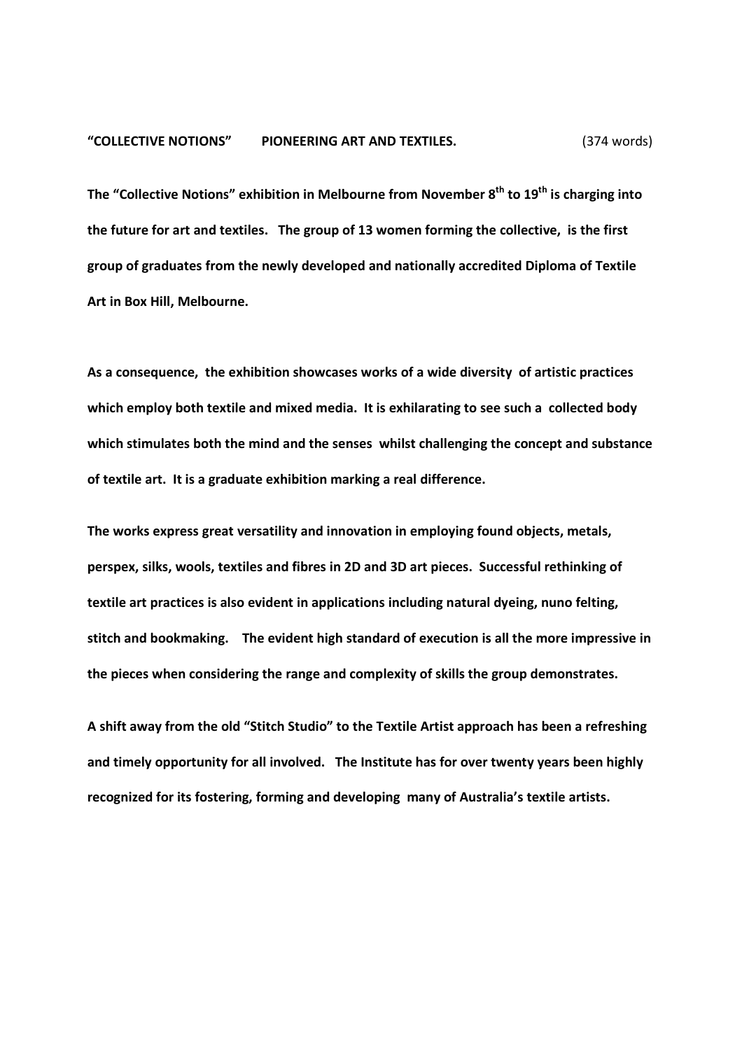**"COLLECTIVE NOTIONS" PIONEERING ART AND TEXTILES.** (374 words)

**The "Collective Notions" exhibition in Melbourne from November 8th to 19th is charging into the future for art and textiles. The group of 13 women forming the collective, is the first group of graduates from the newly developed and nationally accredited Diploma of Textile Art in Box Hill, Melbourne.**

**As a consequence, the exhibition showcases works of a wide diversity of artistic practices which employ both textile and mixed media. It is exhilarating to see such a collected body which stimulates both the mind and the senses whilst challenging the concept and substance of textile art. It is a graduate exhibition marking a real difference.**

**The works express great versatility and innovation in employing found objects, metals, perspex, silks, wools, textiles and fibres in 2D and 3D art pieces. Successful rethinking of textile art practices is also evident in applications including natural dyeing, nuno felting, stitch and bookmaking. The evident high standard of execution is all the more impressive in the pieces when considering the range and complexity of skills the group demonstrates.**

**A shift away from the old "Stitch Studio" to the Textile Artist approach has been a refreshing and timely opportunity for all involved. The Institute has for over twenty years been highly recognized for its fostering, forming and developing many of Australia's textile artists.**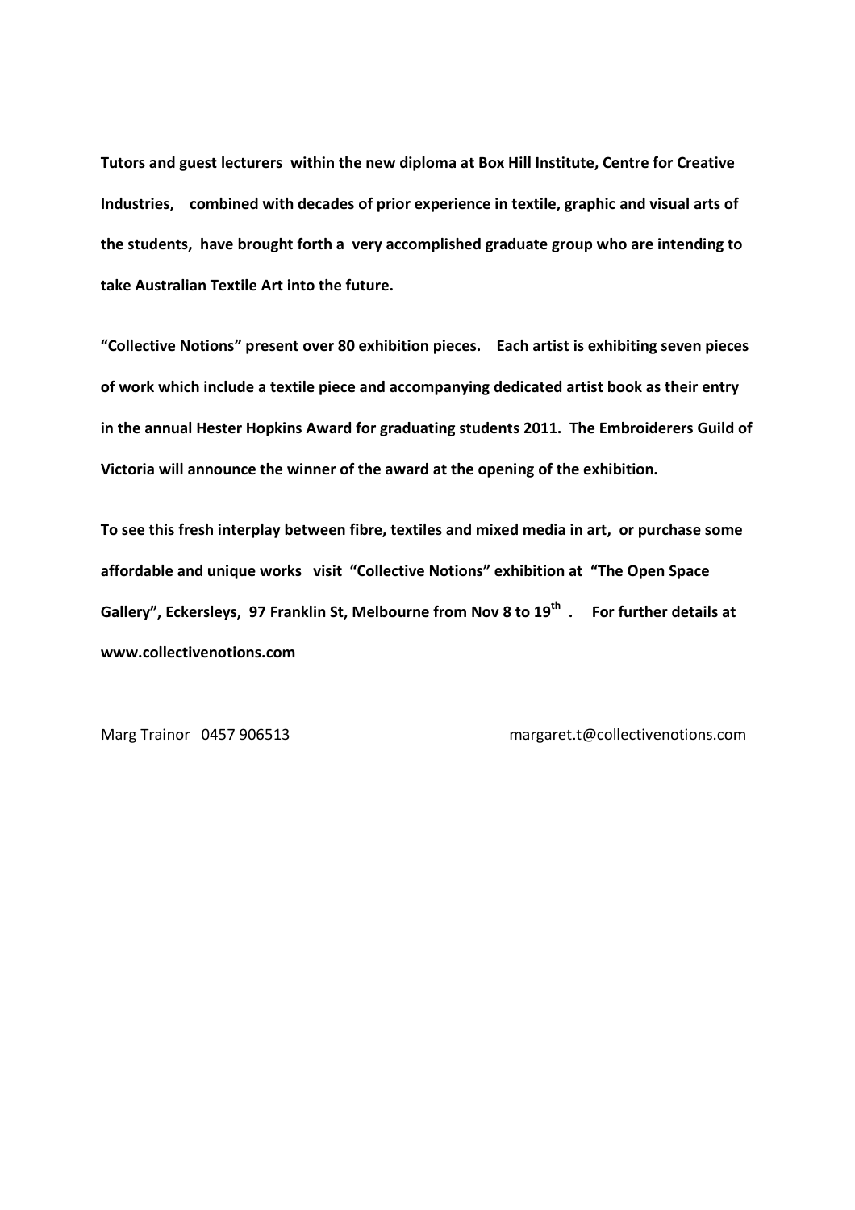**Tutors and guest lecturers within the new diploma at Box Hill Institute, Centre for Creative Industries, combined with decades of prior experience in textile, graphic and visual arts of the students, have brought forth a very accomplished graduate group who are intending to take Australian Textile Art into the future.**

**"Collective Notions" present over 80 exhibition pieces. Each artist is exhibiting seven pieces of work which include a textile piece and accompanying dedicated artist book as their entry in the annual Hester Hopkins Award for graduating students 2011. The Embroiderers Guild of Victoria will announce the winner of the award at the opening of the exhibition.**

**To see this fresh interplay between fibre, textiles and mixed media in art, or purchase some affordable and unique works visit "Collective Notions" exhibition at "The Open Space Gallery", Eckersleys, 97 Franklin St, Melbourne from Nov 8 to 19th . For further details at www.collectivenotions.com**

Marg Trainor 0457 906513 margaret.t@collectivenotions.com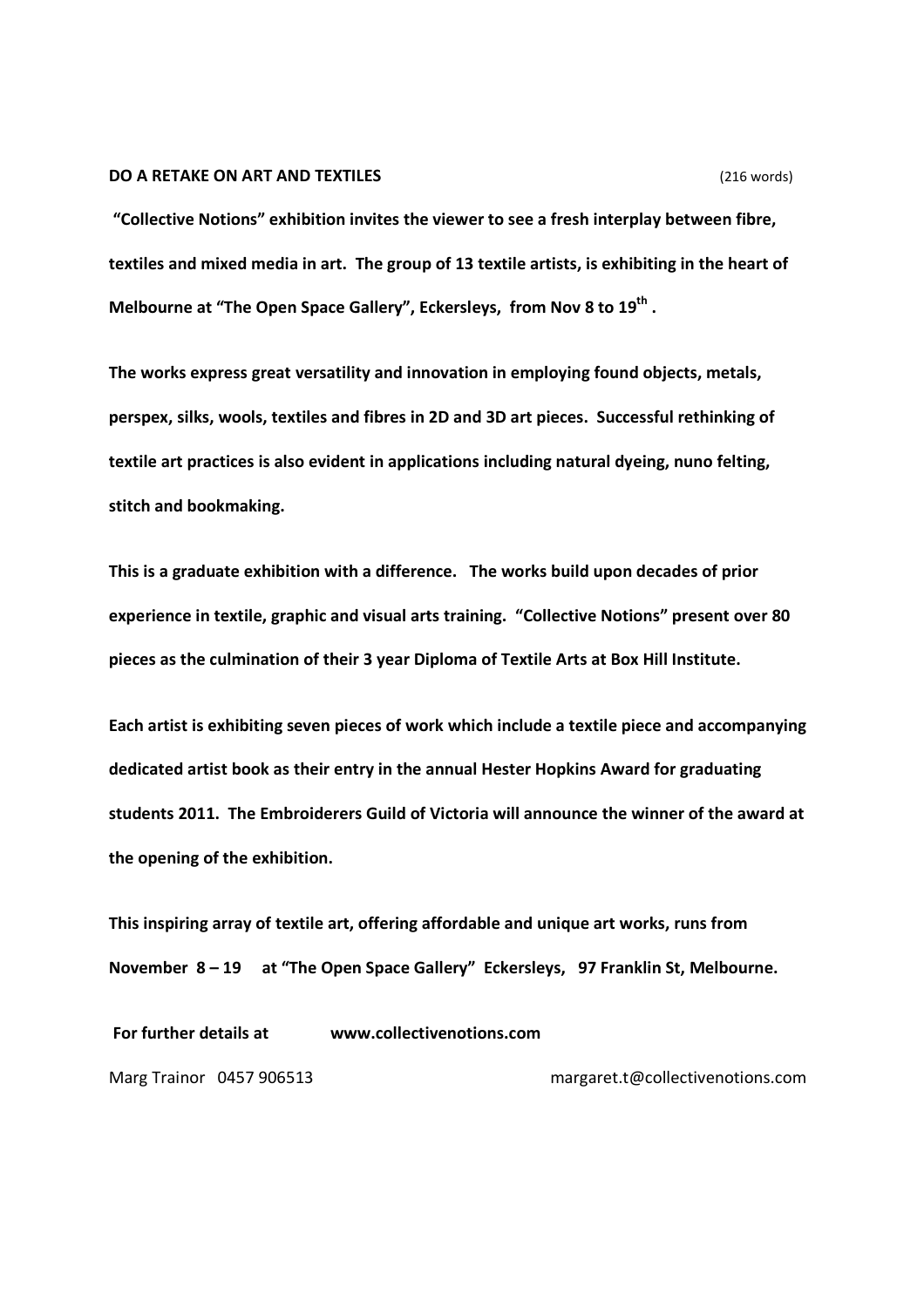**DO A RETAKE ON ART AND TEXTILES** (216 words)

**"Collective Notions" exhibition invites the viewer to see a fresh interplay between fibre, textiles and mixed media in art. The group of 13 textile artists, is exhibiting in the heart of Melbourne at "The Open Space Gallery", Eckersleys, from Nov 8 to 19th .**

**The works express great versatility and innovation in employing found objects, metals, perspex, silks, wools, textiles and fibres in 2D and 3D art pieces. Successful rethinking of textile art practices is also evident in applications including natural dyeing, nuno felting, stitch and bookmaking.**

**This is a graduate exhibition with a difference. The works build upon decades of prior experience in textile, graphic and visual arts training. "Collective Notions" present over 80 pieces as the culmination of their 3 year Diploma of Textile Arts at Box Hill Institute.**

**Each artist is exhibiting seven pieces of work which include a textile piece and accompanying dedicated artist book as their entry in the annual Hester Hopkins Award for graduating students 2011. The Embroiderers Guild of Victoria will announce the winner of the award at the opening of the exhibition.**

**This inspiring array of textile art, offering affordable and unique art works, runs from November 8 – 19 at "The Open Space Gallery" Eckersleys, 97 Franklin St, Melbourne.**

**For further details at www.collectivenotions.com**

Marg Trainor 0457 906513 margaret.t@collectivenotions.com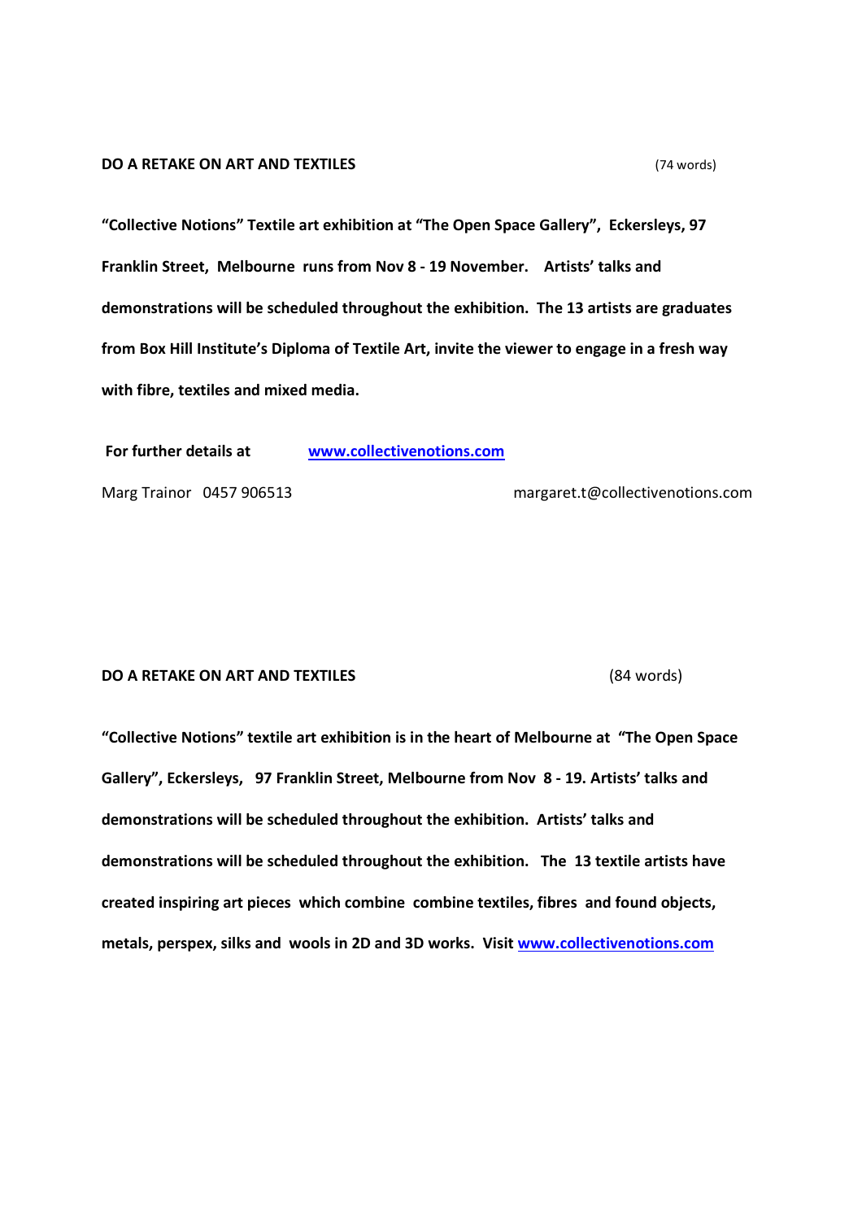**DO A RETAKE ON ART AND TEXTILES** (74 words)

**"Collective Notions" Textile art exhibition at "The Open Space Gallery", Eckersleys, 97 Franklin Street, Melbourne runs from Nov 8 - 19 November. Artists' talks and demonstrations will be scheduled throughout the exhibition. The 13 artists are graduates from Box Hill Institute's Diploma of Textile Art, invite the viewer to engage in a fresh way with fibre, textiles and mixed media.**

**For further details at** **www.collectivenotions.com**

Marg Trainor 0457 906513 margaret.t@collectivenotions.com

**DO A RETAKE ON ART AND TEXTILES** (84 words)

**"Collective Notions" textile art exhibition is in the heart of Melbourne at "The Open Space Gallery", Eckersleys, 97 Franklin Street, Melbourne from Nov 8 - 19. Artists' talks and demonstrations will be scheduled throughout the exhibition. Artists' talks and demonstrations will be scheduled throughout the exhibition. The 13 textile artists have created inspiring art pieces which combine combine textiles, fibres and found objects, metals, perspex, silks and wools in 2D and 3D works. Visit www.collectivenotions.com**